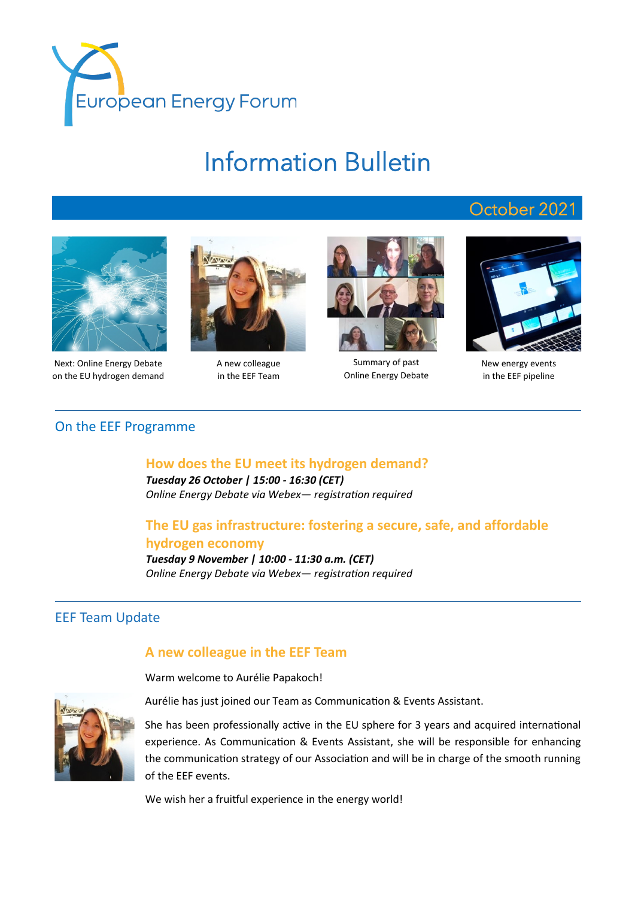European Energy Forum

# Information Bulletin

October 2021

Next: Online Energy Debate on the EU hydrogen demand

A new colleague in the EEF Team

Summary of past Online Energy Debate

New energy events in the EEF pipeline

## On the EEF Programme

### How does the EU meet its hydrogen demand?

***Tuesday 26 October | 15:00 - 16:30 (CET)***
*Online Energy Debate via Webex— registration required*

### The EU gas infrastructure: fostering a secure, safe, and affordable hydrogen economy

***Tuesday 9 November | 10:00 - 11:30 a.m. (CET)***
*Online Energy Debate via Webex— registration required*

## EEF Team Update

### A new colleague in the EEF Team

Warm welcome to Aurélie Papakoch!

Aurélie has just joined our Team as Communication & Events Assistant.

She has been professionally active in the EU sphere for 3 years and acquired international experience. As Communication & Events Assistant, she will be responsible for enhancing the communication strategy of our Association and will be in charge of the smooth running of the EEF events.

We wish her a fruitful experience in the energy world!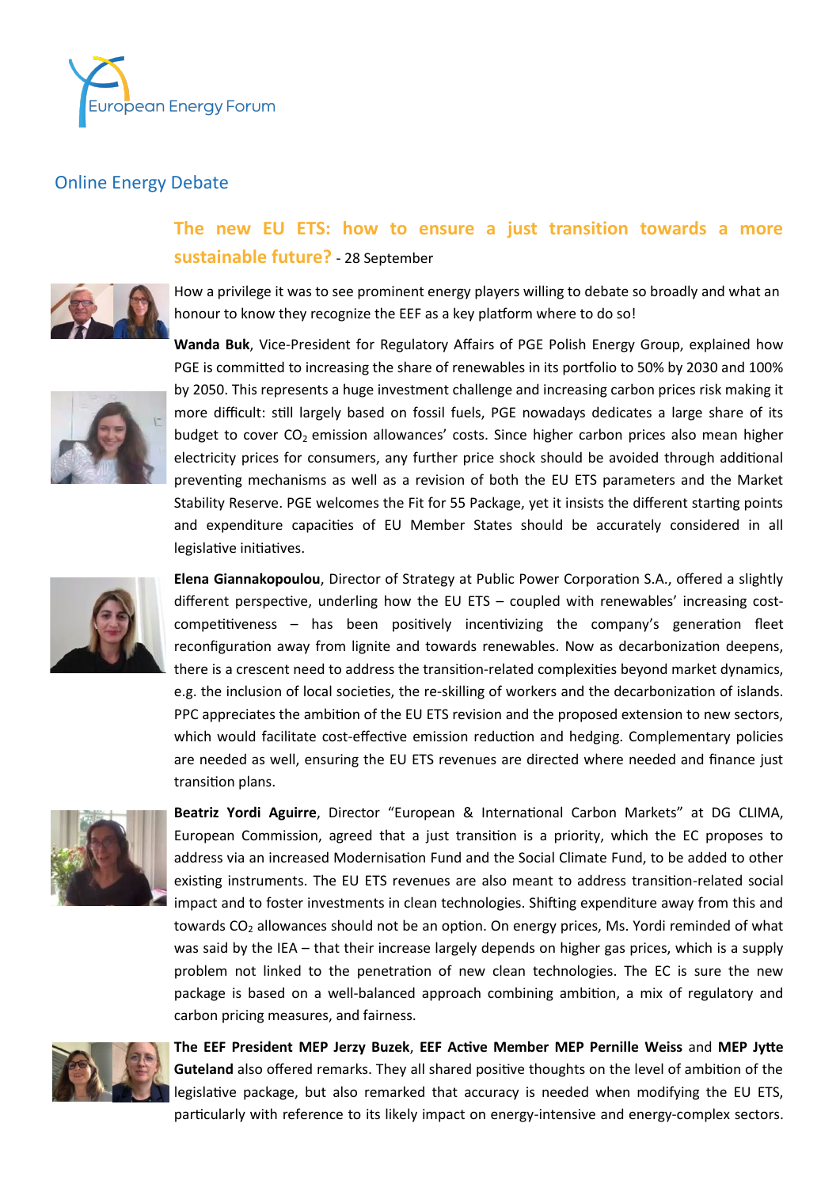European Energy Forum

## Online Energy Debate

### The new EU ETS: how to ensure a just transition towards a more sustainable future? - 28 September

How a privilege it was to see prominent energy players willing to debate so broadly and what an honour to know they recognize the EEF as a key platform where to do so!

**Wanda Buk**, Vice-President for Regulatory Affairs of PGE Polish Energy Group, explained how PGE is committed to increasing the share of renewables in its portfolio to 50% by 2030 and 100% by 2050. This represents a huge investment challenge and increasing carbon prices risk making it more difficult: still largely based on fossil fuels, PGE nowadays dedicates a large share of its budget to cover $CO_2$ emission allowances' costs. Since higher carbon prices also mean higher electricity prices for consumers, any further price shock should be avoided through additional preventing mechanisms as well as a revision of both the EU ETS parameters and the Market Stability Reserve. PGE welcomes the Fit for 55 Package, yet it insists the different starting points and expenditure capacities of EU Member States should be accurately considered in all legislative initiatives.

**Elena Giannakopoulou**, Director of Strategy at Public Power Corporation S.A., offered a slightly different perspective, underling how the EU ETS – coupled with renewables' increasing cost-competitiveness – has been positively incentivizing the company's generation fleet reconfiguration away from lignite and towards renewables. Now as decarbonization deepens, there is a crescent need to address the transition-related complexities beyond market dynamics, e.g. the inclusion of local societies, the re-skilling of workers and the decarbonization of islands. PPC appreciates the ambition of the EU ETS revision and the proposed extension to new sectors, which would facilitate cost-effective emission reduction and hedging. Complementary policies are needed as well, ensuring the EU ETS revenues are directed where needed and finance just transition plans.

**Beatriz Yordi Aguirre**, Director "European & International Carbon Markets" at DG CLIMA, European Commission, agreed that a just transition is a priority, which the EC proposes to address via an increased Modernisation Fund and the Social Climate Fund, to be added to other existing instruments. The EU ETS revenues are also meant to address transition-related social impact and to foster investments in clean technologies. Shifting expenditure away from this and towards $CO_2$ allowances should not be an option. On energy prices, Ms. Yordi reminded of what was said by the IEA – that their increase largely depends on higher gas prices, which is a supply problem not linked to the penetration of new clean technologies. The EC is sure the new package is based on a well-balanced approach combining ambition, a mix of regulatory and carbon pricing measures, and fairness.

**The EEF President MEP Jerzy Buzek**, **EEF Active Member MEP Pernille Weiss** and **MEP Jytte Guteland** also offered remarks. They all shared positive thoughts on the level of ambition of the legislative package, but also remarked that accuracy is needed when modifying the EU ETS, particularly with reference to its likely impact on energy-intensive and energy-complex sectors.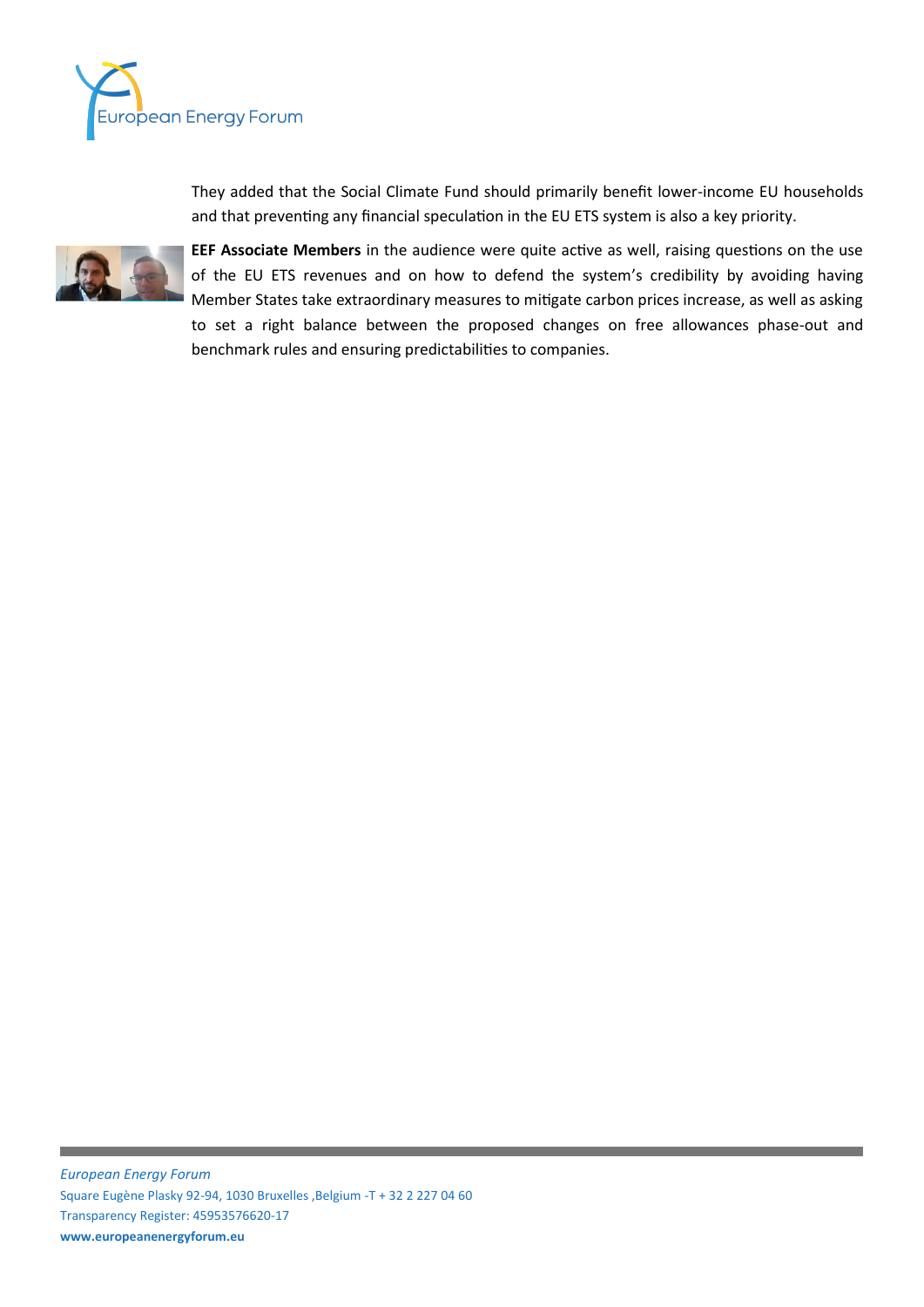They added that the Social Climate Fund should primarily benefit lower-income EU households and that preventing any financial speculation in the EU ETS system is also a key priority.

**EEF Associate Members** in the audience were quite active as well, raising questions on the use of the EU ETS revenues and on how to defend the system's credibility by avoiding having Member States take extraordinary measures to mitigate carbon prices increase, as well as asking to set a right balance between the proposed changes on free allowances phase-out and benchmark rules and ensuring predictabilities to companies.